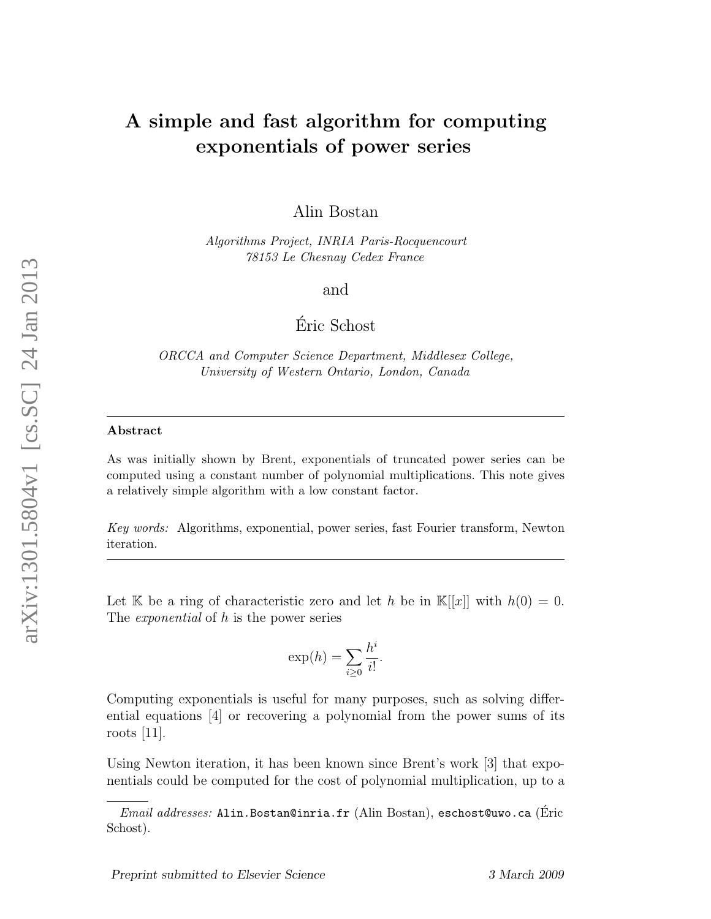# A simple and fast algorithm for computing exponentials of power series

Alin Bostan

*Algorithms Project, INRIA Paris-Rocquencourt*
*78153 Le Chesnay Cedex France*

and

Éric Schost

*ORCCA and Computer Science Department, Middlesex College,*
*University of Western Ontario, London, Canada*

---

**Abstract**

As was initially shown by Brent, exponentials of truncated power series can be computed using a constant number of polynomial multiplications. This note gives a relatively simple algorithm with a low constant factor.

*Key words:* Algorithms, exponential, power series, fast Fourier transform, Newton iteration.

---

Let $\mathbb{K}$ be a ring of characteristic zero and let $h$ be in $\mathbb{K}[[x]]$ with $h(0) = 0$. The *exponential* of $h$ is the power series

$$\exp(h) = \sum_{i \geq 0} \frac{h^i}{i!}.$$

Computing exponentials is useful for many purposes, such as solving differential equations [4] or recovering a polynomial from the power sums of its roots [11].

Using Newton iteration, it has been known since Brent's work [3] that exponentials could be computed for the cost of polynomial multiplication, up to a

*Email addresses:* `Alin.Bostan@inria.fr` (Alin Bostan), `eschost@uwo.ca` (Éric Schost).

Preprint submitted to Elsevier Science — 3 March 2009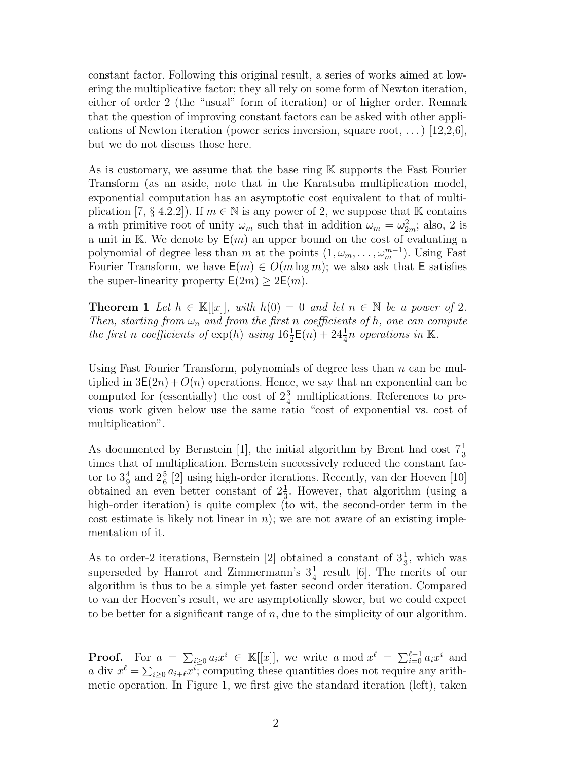constant factor. Following this original result, a series of works aimed at lowering the multiplicative factor; they all rely on some form of Newton iteration, either of order 2 (the "usual" form of iteration) or of higher order. Remark that the question of improving constant factors can be asked with other applications of Newton iteration (power series inversion, square root, ...) [12,2,6], but we do not discuss those here.

As is customary, we assume that the base ring $\mathbb{K}$ supports the Fast Fourier Transform (as an aside, note that in the Karatsuba multiplication model, exponential computation has an asymptotic cost equivalent to that of multiplication [7, § 4.2.2]). If $m \in \mathbb{N}$ is any power of 2, we suppose that $\mathbb{K}$ contains a $m$th primitive root of unity $\omega_m$ such that in addition $\omega_m = \omega_{2m}^2$; also, 2 is a unit in $\mathbb{K}$. We denote by $\mathsf{E}(m)$ an upper bound on the cost of evaluating a polynomial of degree less than $m$ at the points $(1, \omega_m, \dots, \omega_m^{m-1})$. Using Fast Fourier Transform, we have $\mathsf{E}(m) \in O(m \log m)$; we also ask that $\mathsf{E}$ satisfies the super-linearity property $\mathsf{E}(2m) \geq 2\mathsf{E}(m)$.

**Theorem 1** *Let $h \in \mathbb{K}[[x]]$, with $h(0) = 0$ and let $n \in \mathbb{N}$ be a power of 2. Then, starting from $\omega_n$ and from the first $n$ coefficients of $h$, one can compute the first $n$ coefficients of $\exp(h)$ using $16\frac{1}{2}\mathsf{E}(n) + 24\frac{1}{4}n$ operations in $\mathbb{K}$.*

Using Fast Fourier Transform, polynomials of degree less than $n$ can be multiplied in $3\mathsf{E}(2n) + O(n)$ operations. Hence, we say that an exponential can be computed for (essentially) the cost of $2\frac{3}{4}$ multiplications. References to previous work given below use the same ratio "cost of exponential vs. cost of multiplication".

As documented by Bernstein [1], the initial algorithm by Brent had cost $7\frac{1}{3}$ times that of multiplication. Bernstein successively reduced the constant factor to $3\frac{4}{9}$ and $2\frac{5}{6}$ [2] using high-order iterations. Recently, van der Hoeven [10] obtained an even better constant of $2\frac{1}{3}$. However, that algorithm (using a high-order iteration) is quite complex (to wit, the second-order term in the cost estimate is likely not linear in $n$); we are not aware of an existing implementation of it.

As to order-2 iterations, Bernstein [2] obtained a constant of $3\frac{1}{3}$, which was superseded by Hanrot and Zimmermann's $3\frac{1}{4}$ result [6]. The merits of our algorithm is thus to be a simple yet faster second order iteration. Compared to van der Hoeven's result, we are asymptotically slower, but we could expect to be better for a significant range of $n$, due to the simplicity of our algorithm.

**Proof.** For $a = \sum_{i \geq 0} a_i x^i \in \mathbb{K}[[x]]$, we write $a \bmod x^\ell = \sum_{i=0}^{\ell-1} a_i x^i$ and $a \operatorname{div} x^\ell = \sum_{i \geq 0} a_{i+\ell} x^i$; computing these quantities does not require any arithmetic operation. In Figure 1, we first give the standard iteration (left), taken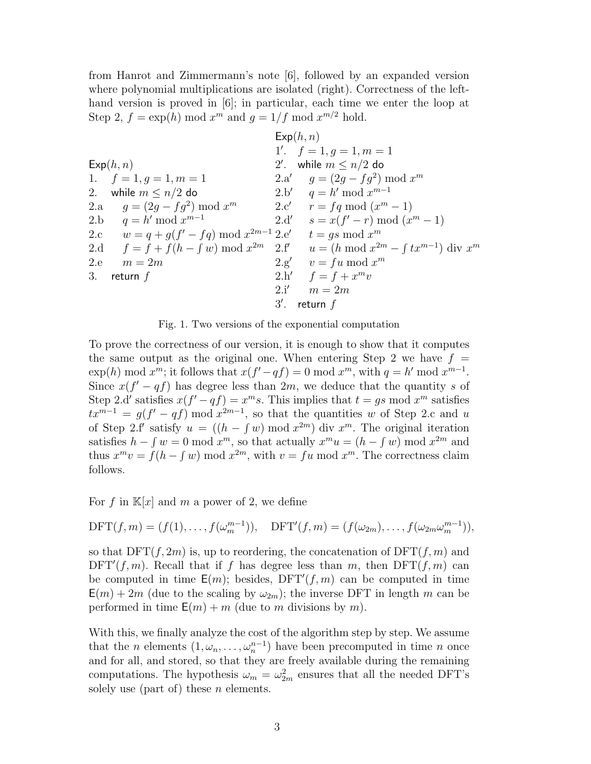from Hanrot and Zimmermann's note [6], followed by an expanded version where polynomial multiplications are isolated (right). Correctness of the left-hand version is proved in [6]; in particular, each time we enter the loop at Step 2, $f = \exp(h) \bmod x^m$ and $g = 1/f \bmod x^{m/2}$ hold.

| Left version | Right version |
|---|---|
| $\mathsf{Exp}(h, n)$ | $\mathsf{Exp}(h, n)$ |
| 1. $f = 1, g = 1, m = 1$ | 1′. $f = 1, g = 1, m = 1$ |
| 2. while $m \le n/2$ do | 2′. while $m \le n/2$ do |
| 2.a $g = (2g - fg^2) \bmod x^m$ | 2.a′ $g = (2g - fg^2) \bmod x^m$ |
| 2.b $q = h' \bmod x^{m-1}$ | 2.b′ $q = h' \bmod x^{m-1}$ |
| 2.c $w = q + g(f' - fq) \bmod x^{2m-1}$ | 2.c′ $r = fq \bmod (x^m - 1)$ |
| 2.d $f = f + f(h - \int w) \bmod x^{2m}$ | 2.d′ $s = x(f' - r) \bmod (x^m - 1)$ |
| 2.e $m = 2m$ | 2.e′ $t = gs \bmod x^m$ |
| 3. return $f$ | 2.f′ $u = (h \bmod x^{2m} - \int tx^{m-1}) \operatorname{div} x^m$ |
| | 2.g′ $v = fu \bmod x^m$ |
| | 2.h′ $f = f + x^m v$ |
| | 2.i′ $m = 2m$ |
| | 3′. return $f$ |

Fig. 1. Two versions of the exponential computation

To prove the correctness of our version, it is enough to show that it computes the same output as the original one. When entering Step 2 we have $f = \exp(h) \bmod x^m$; it follows that $x(f' - qf) = 0 \bmod x^m$, with $q = h' \bmod x^{m-1}$. Since $x(f' - qf)$ has degree less than $2m$, we deduce that the quantity $s$ of Step 2.d′ satisfies $x(f' - qf) = x^m s$. This implies that $t = gs \bmod x^m$ satisfies $tx^{m-1} = g(f' - qf) \bmod x^{2m-1}$, so that the quantities $w$ of Step 2.c and $u$ of Step 2.f′ satisfy $u = ((h - \int w) \bmod x^{2m}) \operatorname{div} x^m$. The original iteration satisfies $h - \int w = 0 \bmod x^m$, so that actually $x^m u = (h - \int w) \bmod x^{2m}$ and thus $x^m v = f(h - \int w) \bmod x^{2m}$, with $v = fu \bmod x^m$. The correctness claim follows.

For $f$ in $\mathbb{K}[x]$ and $m$ a power of 2, we define

$$\mathrm{DFT}(f, m) = (f(1), \ldots, f(\omega_m^{m-1})), \quad \mathrm{DFT}'(f, m) = (f(\omega_{2m}), \ldots, f(\omega_{2m}\omega_m^{m-1})),$$

so that $\mathrm{DFT}(f, 2m)$ is, up to reordering, the concatenation of $\mathrm{DFT}(f, m)$ and $\mathrm{DFT}'(f, m)$. Recall that if $f$ has degree less than $m$, then $\mathrm{DFT}(f, m)$ can be computed in time $\mathsf{E}(m)$; besides, $\mathrm{DFT}'(f, m)$ can be computed in time $\mathsf{E}(m) + 2m$ (due to the scaling by $\omega_{2m}$); the inverse DFT in length $m$ can be performed in time $\mathsf{E}(m) + m$ (due to $m$ divisions by $m$).

With this, we finally analyze the cost of the algorithm step by step. We assume that the $n$ elements $(1, \omega_n, \ldots, \omega_n^{n-1})$ have been precomputed in time $n$ once and for all, and stored, so that they are freely available during the remaining computations. The hypothesis $\omega_m = \omega_{2m}^2$ ensures that all the needed DFT's solely use (part of) these $n$ elements.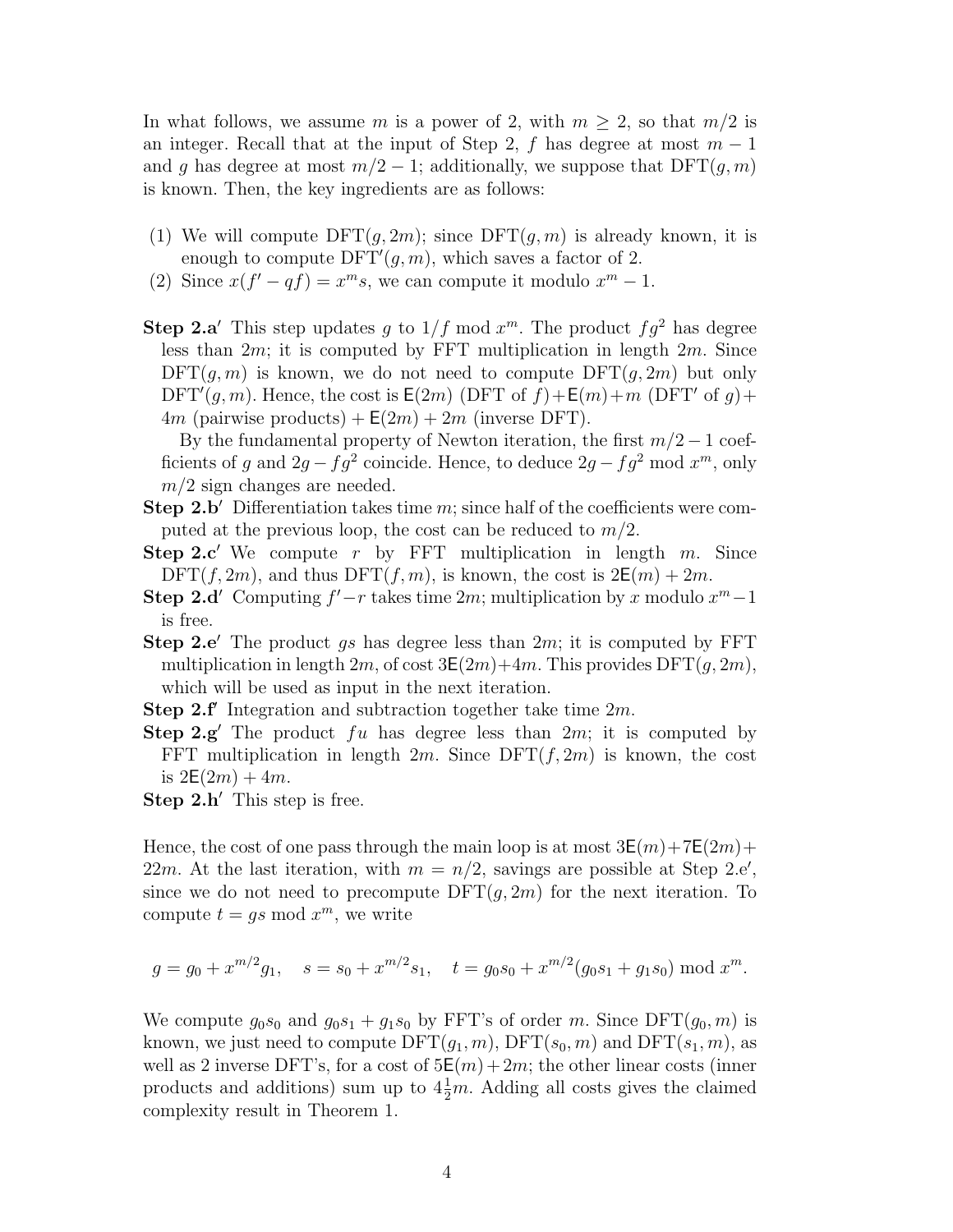In what follows, we assume $m$ is a power of 2, with $m \geq 2$, so that $m/2$ is an integer. Recall that at the input of Step 2, $f$ has degree at most $m-1$ and $g$ has degree at most $m/2-1$; additionally, we suppose that $\mathrm{DFT}(g, m)$ is known. Then, the key ingredients are as follows:

(1) We will compute $\mathrm{DFT}(g, 2m)$; since $\mathrm{DFT}(g, m)$ is already known, it is enough to compute $\mathrm{DFT}'(g, m)$, which saves a factor of 2.
(2) Since $x(f' - qf) = x^m s$, we can compute it modulo $x^m - 1$.

**Step 2.a′** This step updates $g$ to $1/f \bmod x^m$. The product $fg^2$ has degree less than $2m$; it is computed by FFT multiplication in length $2m$. Since $\mathrm{DFT}(g, m)$ is known, we do not need to compute $\mathrm{DFT}(g, 2m)$ but only $\mathrm{DFT}'(g, m)$. Hence, the cost is $\mathsf{E}(2m)$ (DFT of $f$)$+\mathsf{E}(m)+m$ (DFT′ of $g$)$+$ $4m$ (pairwise products) $+\,\mathsf{E}(2m) + 2m$ (inverse DFT).

By the fundamental property of Newton iteration, the first $m/2-1$ coefficients of $g$ and $2g - fg^2$ coincide. Hence, to deduce $2g - fg^2 \bmod x^m$, only $m/2$ sign changes are needed.

**Step 2.b′** Differentiation takes time $m$; since half of the coefficients were computed at the previous loop, the cost can be reduced to $m/2$.

**Step 2.c′** We compute $r$ by FFT multiplication in length $m$. Since $\mathrm{DFT}(f, 2m)$, and thus $\mathrm{DFT}(f, m)$, is known, the cost is $2\mathsf{E}(m) + 2m$.

**Step 2.d′** Computing $f' - r$ takes time $2m$; multiplication by $x$ modulo $x^m - 1$ is free.

**Step 2.e′** The product $gs$ has degree less than $2m$; it is computed by FFT multiplication in length $2m$, of cost $3\mathsf{E}(2m) + 4m$. This provides $\mathrm{DFT}(g, 2m)$, which will be used as input in the next iteration.

**Step 2.f′** Integration and subtraction together take time $2m$.

**Step 2.g′** The product $fu$ has degree less than $2m$; it is computed by FFT multiplication in length $2m$. Since $\mathrm{DFT}(f, 2m)$ is known, the cost is $2\mathsf{E}(2m) + 4m$.

**Step 2.h′** This step is free.

Hence, the cost of one pass through the main loop is at most $3\mathsf{E}(m) + 7\mathsf{E}(2m) + 22m$. At the last iteration, with $m = n/2$, savings are possible at Step 2.e′, since we do not need to precompute $\mathrm{DFT}(g, 2m)$ for the next iteration. To compute $t = gs \bmod x^m$, we write

$$g = g_0 + x^{m/2} g_1, \quad s = s_0 + x^{m/2} s_1, \quad t = g_0 s_0 + x^{m/2}(g_0 s_1 + g_1 s_0) \bmod x^m.$$

We compute $g_0 s_0$ and $g_0 s_1 + g_1 s_0$ by FFT's of order $m$. Since $\mathrm{DFT}(g_0, m)$ is known, we just need to compute $\mathrm{DFT}(g_1, m)$, $\mathrm{DFT}(s_0, m)$ and $\mathrm{DFT}(s_1, m)$, as well as 2 inverse DFT's, for a cost of $5\mathsf{E}(m) + 2m$; the other linear costs (inner products and additions) sum up to $4\frac{1}{2}m$. Adding all costs gives the claimed complexity result in Theorem 1.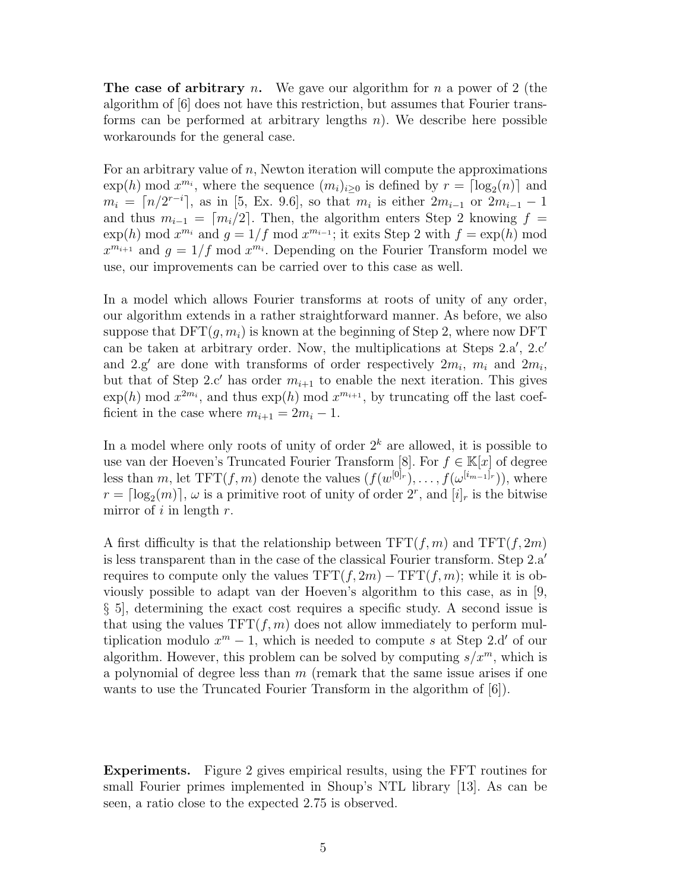**The case of arbitrary $n$.** We gave our algorithm for $n$ a power of 2 (the algorithm of [6] does not have this restriction, but assumes that Fourier transforms can be performed at arbitrary lengths $n$). We describe here possible workarounds for the general case.

For an arbitrary value of $n$, Newton iteration will compute the approximations $\exp(h) \bmod x^{m_i}$, where the sequence $(m_i)_{i \geq 0}$ is defined by $r = \lceil \log_2(n) \rceil$ and $m_i = \lceil n/2^{r-i} \rceil$, as in [5, Ex. 9.6], so that $m_i$ is either $2m_{i-1}$ or $2m_{i-1} - 1$ and thus $m_{i-1} = \lceil m_i/2 \rceil$. Then, the algorithm enters Step 2 knowing $f = \exp(h) \bmod x^{m_i}$ and $g = 1/f \bmod x^{m_{i-1}}$; it exits Step 2 with $f = \exp(h) \bmod x^{m_{i+1}}$ and $g = 1/f \bmod x^{m_i}$. Depending on the Fourier Transform model we use, our improvements can be carried over to this case as well.

In a model which allows Fourier transforms at roots of unity of any order, our algorithm extends in a rather straightforward manner. As before, we also suppose that $\mathrm{DFT}(g, m_i)$ is known at the beginning of Step 2, where now DFT can be taken at arbitrary order. Now, the multiplications at Steps 2.a′, 2.c′ and 2.g′ are done with transforms of order respectively $2m_i$, $m_i$ and $2m_i$, but that of Step 2.c′ has order $m_{i+1}$ to enable the next iteration. This gives $\exp(h) \bmod x^{2m_i}$, and thus $\exp(h) \bmod x^{m_{i+1}}$, by truncating off the last coefficient in the case where $m_{i+1} = 2m_i - 1$.

In a model where only roots of unity of order $2^k$ are allowed, it is possible to use van der Hoeven's Truncated Fourier Transform [8]. For $f \in \mathbb{K}[x]$ of degree less than $m$, let $\mathrm{TFT}(f, m)$ denote the values $(f(w^{[0]_r}), \ldots, f(\omega^{[i_{m-1}]_r}))$, where $r = \lceil \log_2(m) \rceil$, $\omega$ is a primitive root of unity of order $2^r$, and $[i]_r$ is the bitwise mirror of $i$ in length $r$.

A first difficulty is that the relationship between $\mathrm{TFT}(f, m)$ and $\mathrm{TFT}(f, 2m)$ is less transparent than in the case of the classical Fourier transform. Step 2.a′ requires to compute only the values $\mathrm{TFT}(f, 2m) - \mathrm{TFT}(f, m)$; while it is obviously possible to adapt van der Hoeven's algorithm to this case, as in [9, § 5], determining the exact cost requires a specific study. A second issue is that using the values $\mathrm{TFT}(f, m)$ does not allow immediately to perform multiplication modulo $x^m - 1$, which is needed to compute $s$ at Step 2.d′ of our algorithm. However, this problem can be solved by computing $s/x^m$, which is a polynomial of degree less than $m$ (remark that the same issue arises if one wants to use the Truncated Fourier Transform in the algorithm of [6]).

**Experiments.** Figure 2 gives empirical results, using the FFT routines for small Fourier primes implemented in Shoup's NTL library [13]. As can be seen, a ratio close to the expected 2.75 is observed.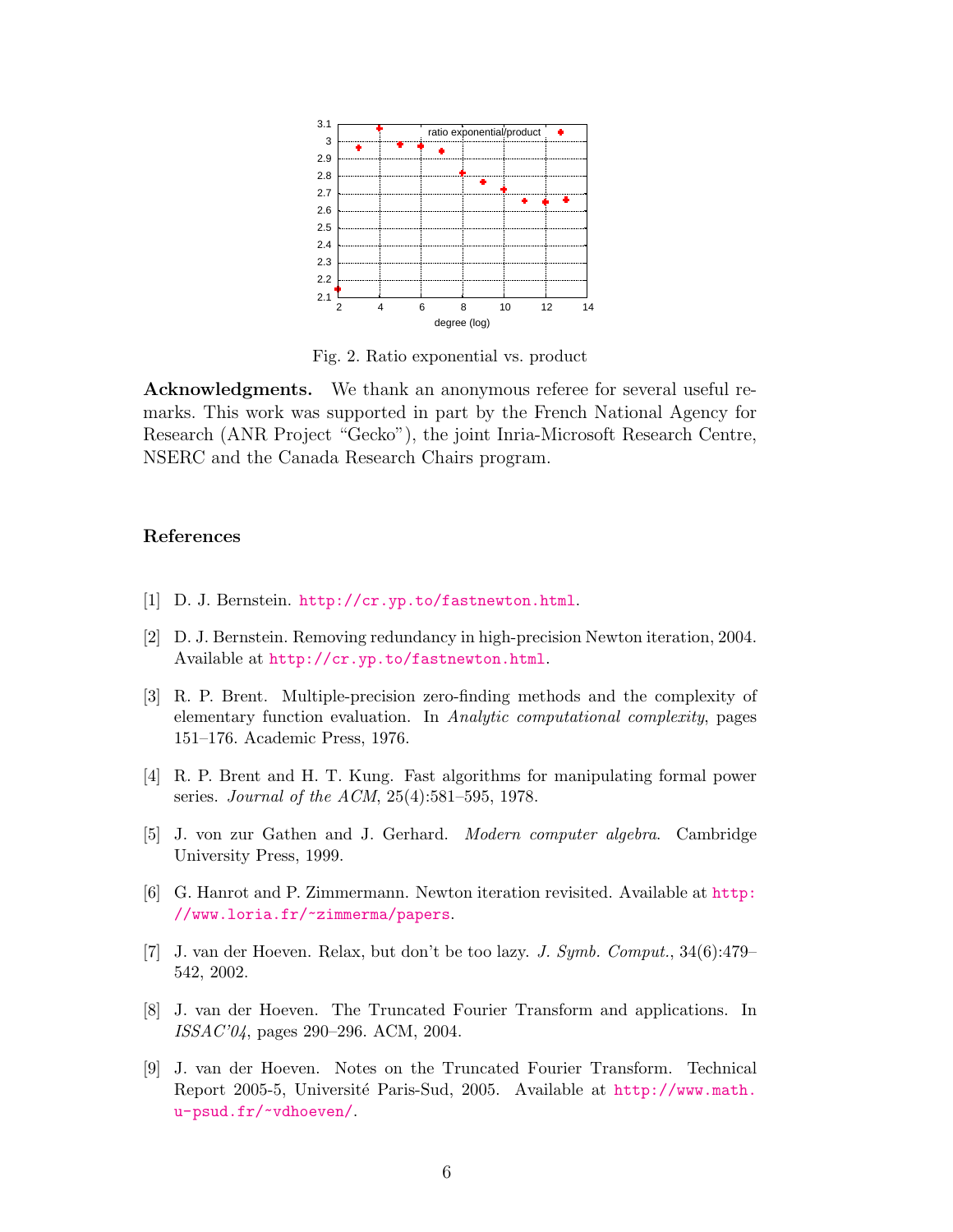Fig. 2. Ratio exponential vs. product

**Acknowledgments.** We thank an anonymous referee for several useful remarks. This work was supported in part by the French National Agency for Research (ANR Project "Gecko"), the joint Inria-Microsoft Research Centre, NSERC and the Canada Research Chairs program.

## References

[1] D. J. Bernstein. http://cr.yp.to/fastnewton.html.

[2] D. J. Bernstein. Removing redundancy in high-precision Newton iteration, 2004. Available at http://cr.yp.to/fastnewton.html.

[3] R. P. Brent. Multiple-precision zero-finding methods and the complexity of elementary function evaluation. In *Analytic computational complexity*, pages 151–176. Academic Press, 1976.

[4] R. P. Brent and H. T. Kung. Fast algorithms for manipulating formal power series. *Journal of the ACM*, 25(4):581–595, 1978.

[5] J. von zur Gathen and J. Gerhard. *Modern computer algebra*. Cambridge University Press, 1999.

[6] G. Hanrot and P. Zimmermann. Newton iteration revisited. Available at http://www.loria.fr/~zimmerma/papers.

[7] J. van der Hoeven. Relax, but don't be too lazy. *J. Symb. Comput.*, 34(6):479–542, 2002.

[8] J. van der Hoeven. The Truncated Fourier Transform and applications. In *ISSAC'04*, pages 290–296. ACM, 2004.

[9] J. van der Hoeven. Notes on the Truncated Fourier Transform. Technical Report 2005-5, Université Paris-Sud, 2005. Available at http://www.math.u-psud.fr/~vdhoeven/.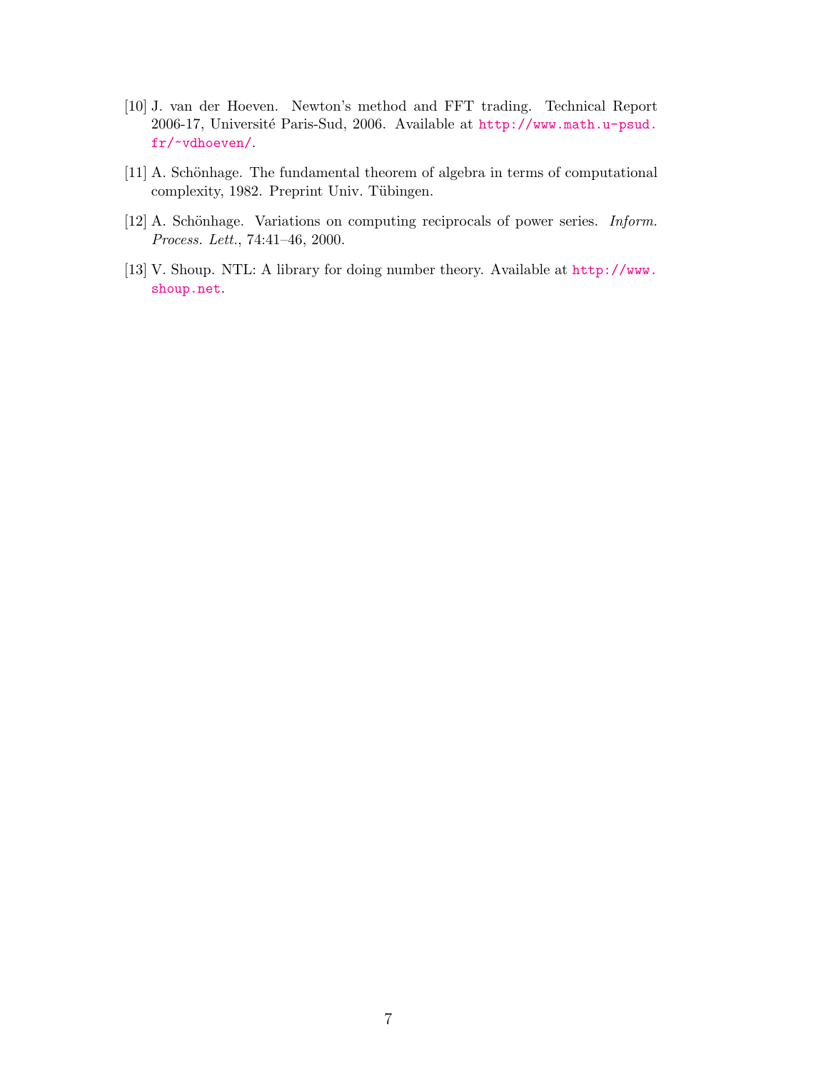[10] J. van der Hoeven. Newton's method and FFT trading. Technical Report 2006-17, Université Paris-Sud, 2006. Available at http://www.math.u-psud.fr/~vdhoeven/.

[11] A. Schönhage. The fundamental theorem of algebra in terms of computational complexity, 1982. Preprint Univ. Tübingen.

[12] A. Schönhage. Variations on computing reciprocals of power series. *Inform. Process. Lett.*, 74:41–46, 2000.

[13] V. Shoup. NTL: A library for doing number theory. Available at http://www.shoup.net.